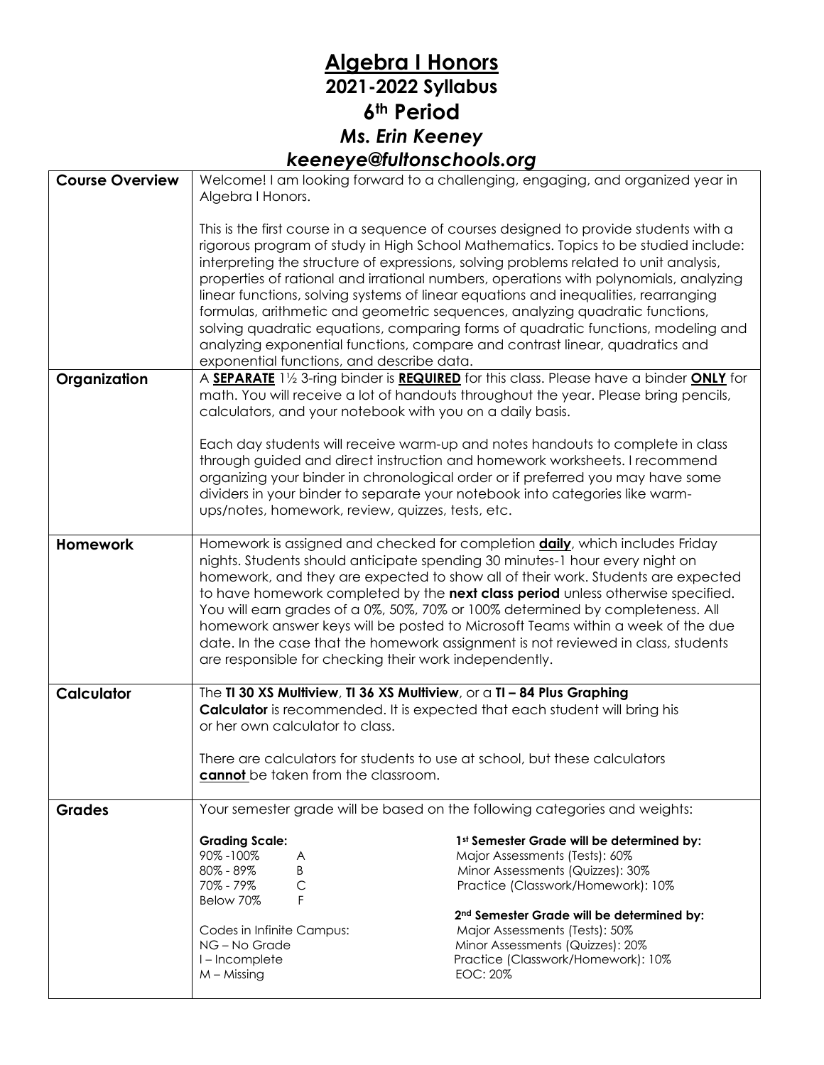# Algebra I Honors

## 2021-2022 Syllabus

## 6th Period

### *Ms. Erin Keeney*

### *keeneye@fultonschools.org*

| | |
|---|---|
| **Course Overview** | Welcome! I am looking forward to a challenging, engaging, and organized year in Algebra I Honors.<br><br>This is the first course in a sequence of courses designed to provide students with a rigorous program of study in High School Mathematics. Topics to be studied include: interpreting the structure of expressions, solving problems related to unit analysis, properties of rational and irrational numbers, operations with polynomials, analyzing linear functions, solving systems of linear equations and inequalities, rearranging formulas, arithmetic and geometric sequences, analyzing quadratic functions, solving quadratic equations, comparing forms of quadratic functions, modeling and analyzing exponential functions, compare and contrast linear, quadratics and exponential functions, and describe data. |
| **Organization** | A **SEPARATE** 1½ 3-ring binder is **REQUIRED** for this class. Please have a binder **ONLY** for math. You will receive a lot of handouts throughout the year. Please bring pencils, calculators, and your notebook with you on a daily basis.<br><br>Each day students will receive warm-up and notes handouts to complete in class through guided and direct instruction and homework worksheets. I recommend organizing your binder in chronological order or if preferred you may have some dividers in your binder to separate your notebook into categories like warm-ups/notes, homework, review, quizzes, tests, etc. |
| **Homework** | Homework is assigned and checked for completion **daily**, which includes Friday nights. Students should anticipate spending 30 minutes-1 hour every night on homework, and they are expected to show all of their work. Students are expected to have homework completed by the **next class period** unless otherwise specified. You will earn grades of a 0%, 50%, 70% or 100% determined by completeness. All homework answer keys will be posted to Microsoft Teams within a week of the due date. In the case that the homework assignment is not reviewed in class, students are responsible for checking their work independently. |
| **Calculator** | The **TI 30 XS Multiview**, **TI 36 XS Multiview**, or a **TI – 84 Plus Graphing Calculator** is recommended. It is expected that each student will bring his or her own calculator to class.<br><br>There are calculators for students to use at school, but these calculators **cannot** be taken from the classroom. |
| **Grades** | Your semester grade will be based on the following categories and weights:<br><br>**Grading Scale:**<br>90% -100% A<br>80% - 89% B<br>70% - 79% C<br>Below 70% F<br><br>Codes in Infinite Campus:<br>NG – No Grade<br>I – Incomplete<br>M – Missing<br><br>**1st Semester Grade will be determined by:**<br>Major Assessments (Tests): 60%<br>Minor Assessments (Quizzes): 30%<br>Practice (Classwork/Homework): 10%<br><br>**2nd Semester Grade will be determined by:**<br>Major Assessments (Tests): 50%<br>Minor Assessments (Quizzes): 20%<br>Practice (Classwork/Homework): 10%<br>EOC: 20% |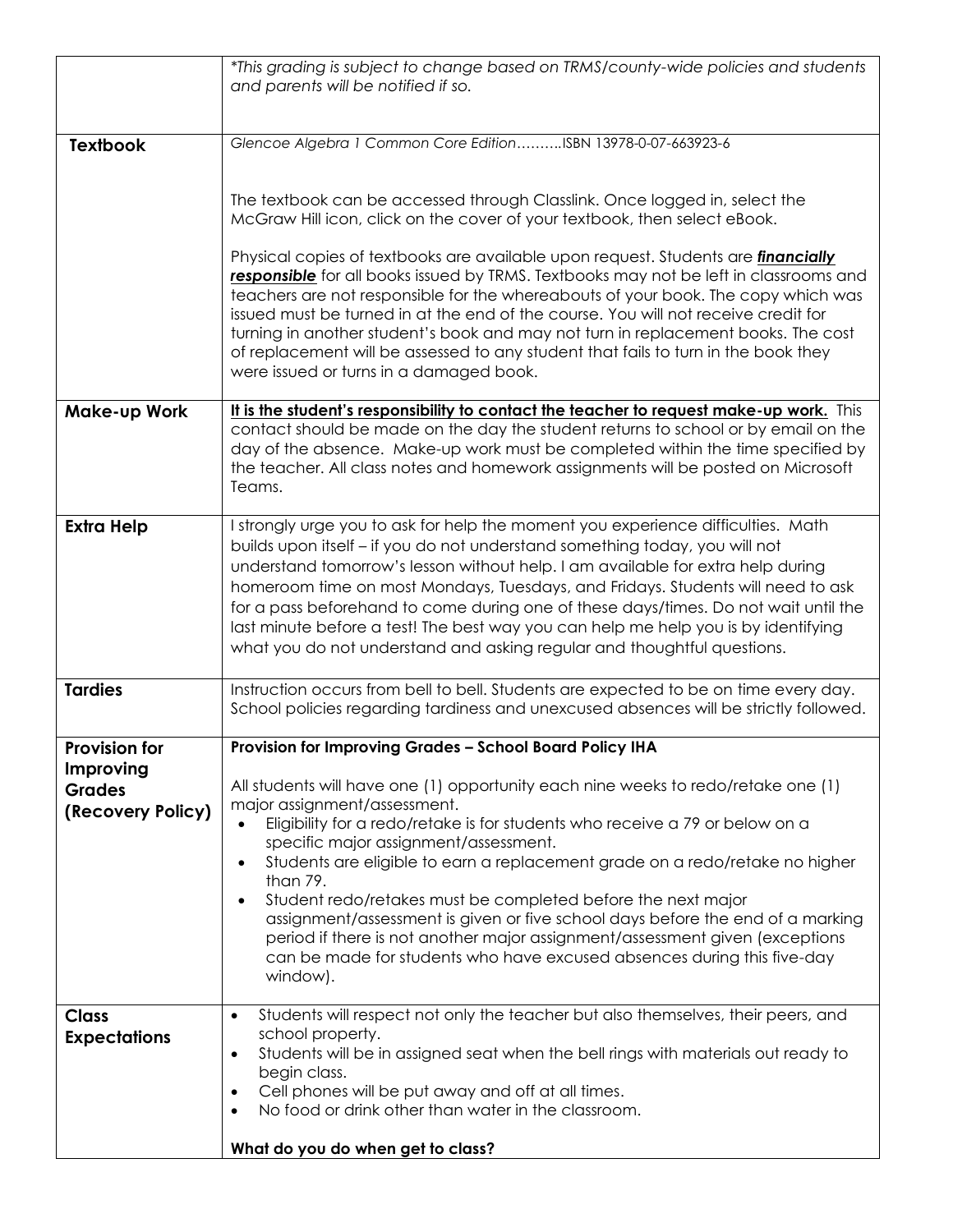| | |
|---|---|
| | *\*This grading is subject to change based on TRMS/county-wide policies and students and parents will be notified if so.* |
| **Textbook** | *Glencoe Algebra 1 Common Core Edition……….ISBN 13978-0-07-663923-6*<br><br>The textbook can be accessed through Classlink. Once logged in, select the McGraw Hill icon, click on the cover of your textbook, then select eBook.<br><br>Physical copies of textbooks are available upon request. Students are ***financially responsible*** for all books issued by TRMS. Textbooks may not be left in classrooms and teachers are not responsible for the whereabouts of your book. The copy which was issued must be turned in at the end of the course. You will not receive credit for turning in another student's book and may not turn in replacement books. The cost of replacement will be assessed to any student that fails to turn in the book they were issued or turns in a damaged book. |
| **Make-up Work** | **It is the student's responsibility to contact the teacher to request make-up work.** This contact should be made on the day the student returns to school or by email on the day of the absence. Make-up work must be completed within the time specified by the teacher. All class notes and homework assignments will be posted on Microsoft Teams. |
| **Extra Help** | I strongly urge you to ask for help the moment you experience difficulties. Math builds upon itself – if you do not understand something today, you will not understand tomorrow's lesson without help. I am available for extra help during homeroom time on most Mondays, Tuesdays, and Fridays. Students will need to ask for a pass beforehand to come during one of these days/times. Do not wait until the last minute before a test! The best way you can help me help you is by identifying what you do not understand and asking regular and thoughtful questions. |
| **Tardies** | Instruction occurs from bell to bell. Students are expected to be on time every day. School policies regarding tardiness and unexcused absences will be strictly followed. |
| **Provision for Improving Grades (Recovery Policy)** | **Provision for Improving Grades – School Board Policy IHA**<br><br>All students will have one (1) opportunity each nine weeks to redo/retake one (1) major assignment/assessment.<br>• Eligibility for a redo/retake is for students who receive a 79 or below on a specific major assignment/assessment.<br>• Students are eligible to earn a replacement grade on a redo/retake no higher than 79.<br>• Student redo/retakes must be completed before the next major assignment/assessment is given or five school days before the end of a marking period if there is not another major assignment/assessment given (exceptions can be made for students who have excused absences during this five-day window). |
| **Class Expectations** | • Students will respect not only the teacher but also themselves, their peers, and school property.<br>• Students will be in assigned seat when the bell rings with materials out ready to begin class.<br>• Cell phones will be put away and off at all times.<br>• No food or drink other than water in the classroom.<br><br>**What do you do when get to class?** |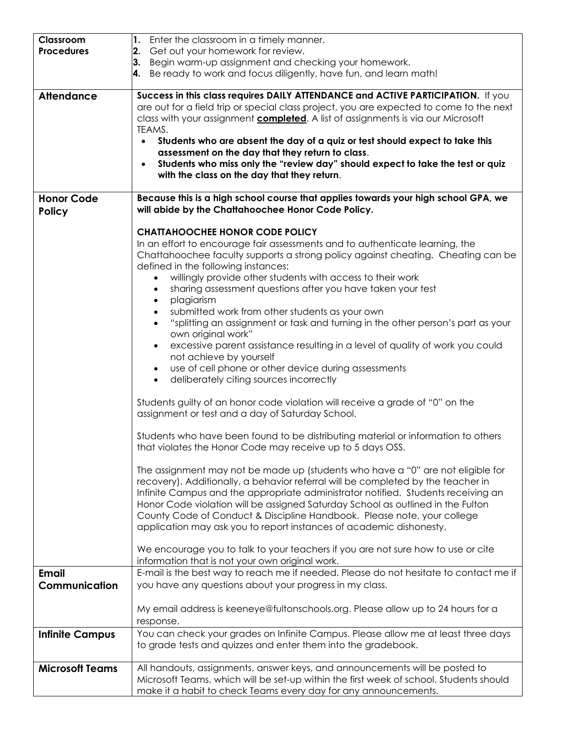| | |
|---|---|
| **Classroom Procedures** | **1.** Enter the classroom in a timely manner.<br>**2.** Get out your homework for review.<br>**3.** Begin warm-up assignment and checking your homework.<br>**4.** Be ready to work and focus diligently, have fun, and learn math! |
| **Attendance** | **Success in this class requires DAILY ATTENDANCE and ACTIVE PARTICIPATION.** If you are out for a field trip or special class project, you are expected to come to the next class with your assignment **completed**. A list of assignments is via our Microsoft TEAMS.<br>• **Students who are absent the day of a quiz or test should expect to take this assessment on the day that they return to class**.<br>• **Students who miss only the "review day" should expect to take the test or quiz with the class on the day that they return**. |
| **Honor Code Policy** | **Because this is a high school course that applies towards your high school GPA, we will abide by the Chattahoochee Honor Code Policy.**<br><br>**CHATTAHOOCHEE HONOR CODE POLICY**<br>In an effort to encourage fair assessments and to authenticate learning, the Chattahoochee faculty supports a strong policy against cheating. Cheating can be defined in the following instances:<br>• willingly provide other students with access to their work<br>• sharing assessment questions after you have taken your test<br>• plagiarism<br>• submitted work from other students as your own<br>• "splitting an assignment or task and turning in the other person's part as your own original work"<br>• excessive parent assistance resulting in a level of quality of work you could not achieve by yourself<br>• use of cell phone or other device during assessments<br>• deliberately citing sources incorrectly<br><br>Students guilty of an honor code violation will receive a grade of "0" on the assignment or test and a day of Saturday School.<br><br>Students who have been found to be distributing material or information to others that violates the Honor Code may receive up to 5 days OSS.<br><br>The assignment may not be made up (students who have a "0" are not eligible for recovery). Additionally, a behavior referral will be completed by the teacher in Infinite Campus and the appropriate administrator notified. Students receiving an Honor Code violation will be assigned Saturday School as outlined in the Fulton County Code of Conduct & Discipline Handbook. Please note, your college application may ask you to report instances of academic dishonesty.<br><br>We encourage you to talk to your teachers if you are not sure how to use or cite information that is not your own original work. |
| **Email Communication** | E-mail is the best way to reach me if needed. Please do not hesitate to contact me if you have any questions about your progress in my class.<br><br>My email address is keeneye@fultonschools.org. Please allow up to 24 hours for a response. |
| **Infinite Campus** | You can check your grades on Infinite Campus. Please allow me at least three days to grade tests and quizzes and enter them into the gradebook. |
| **Microsoft Teams** | All handouts, assignments, answer keys, and announcements will be posted to Microsoft Teams, which will be set-up within the first week of school. Students should make it a habit to check Teams every day for any announcements. |